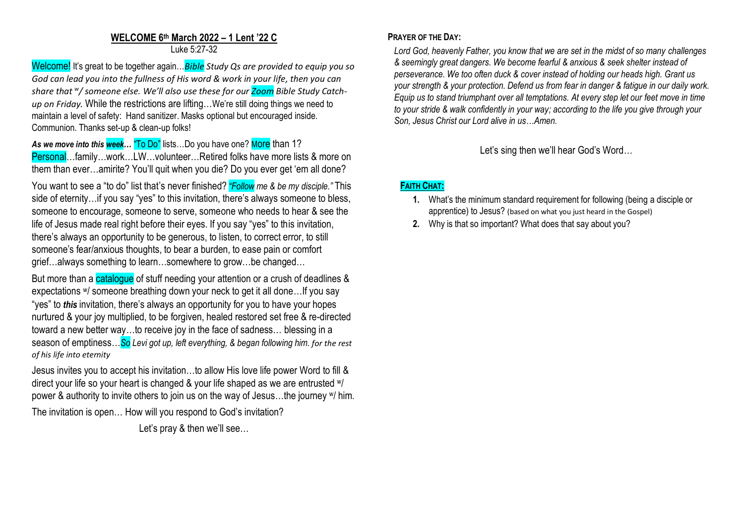## WELCOME 6th March 2022 – 1 Lent '22 C

Luke 5:27-32

Welcome! It's great to be together again…*Bible Study Qs are provided to equip you so God can lead you into the fullness of His word & work in your life, then you can share that w/ someone else. We'll also use these for our Zoom Bible Study Catch-up on Friday.* While the restrictions are lifting…We're still doing things we need to maintain a level of safety: Hand sanitizer. Masks optional but encouraged inside. Communion. Thanks set-up & clean-up folks!

***As we move into this week…*** "To Do" lists…Do you have one? More than 1? Personal…family…work…LW…volunteer…Retired folks have more lists & more on them than ever…amirite? You'll quit when you die? Do you ever get 'em all done?

You want to see a "to do" list that's never finished? *"Follow me & be my disciple."* This side of eternity…if you say "yes" to this invitation, there's always someone to bless, someone to encourage, someone to serve, someone who needs to hear & see the life of Jesus made real right before their eyes. If you say "yes" to this invitation, there's always an opportunity to be generous, to listen, to correct error, to still someone's fear/anxious thoughts, to bear a burden, to ease pain or comfort grief…always something to learn…somewhere to grow…be changed…

But more than a catalogue of stuff needing your attention or a crush of deadlines & expectations w/ someone breathing down your neck to get it all done…If you say "yes" to ***this*** invitation, there's always an opportunity for you to have your hopes nurtured & your joy multiplied, to be forgiven, healed restored set free & re-directed toward a new better way…to receive joy in the face of sadness… blessing in a season of emptiness…*So Levi got up, left everything, & began following him. for the rest of his life into eternity*

Jesus invites you to accept his invitation…to allow His love life power Word to fill & direct your life so your heart is changed & your life shaped as we are entrusted w/ power & authority to invite others to join us on the way of Jesus…the journey w/ him.

The invitation is open… How will you respond to God's invitation?

Let's pray & then we'll see…

**PRAYER OF THE DAY:**

*Lord God, heavenly Father, you know that we are set in the midst of so many challenges & seemingly great dangers. We become fearful & anxious & seek shelter instead of perseverance. We too often duck & cover instead of holding our heads high. Grant us your strength & your protection. Defend us from fear in danger & fatigue in our daily work. Equip us to stand triumphant over all temptations. At every step let our feet move in time to your stride & walk confidently in your way; according to the life you give through your Son, Jesus Christ our Lord alive in us…Amen.*

Let's sing then we'll hear God's Word…

**FAITH CHAT:**

1. What's the minimum standard requirement for following (being a disciple or apprentice) to Jesus? (based on what you just heard in the Gospel)
2. Why is that so important? What does that say about you?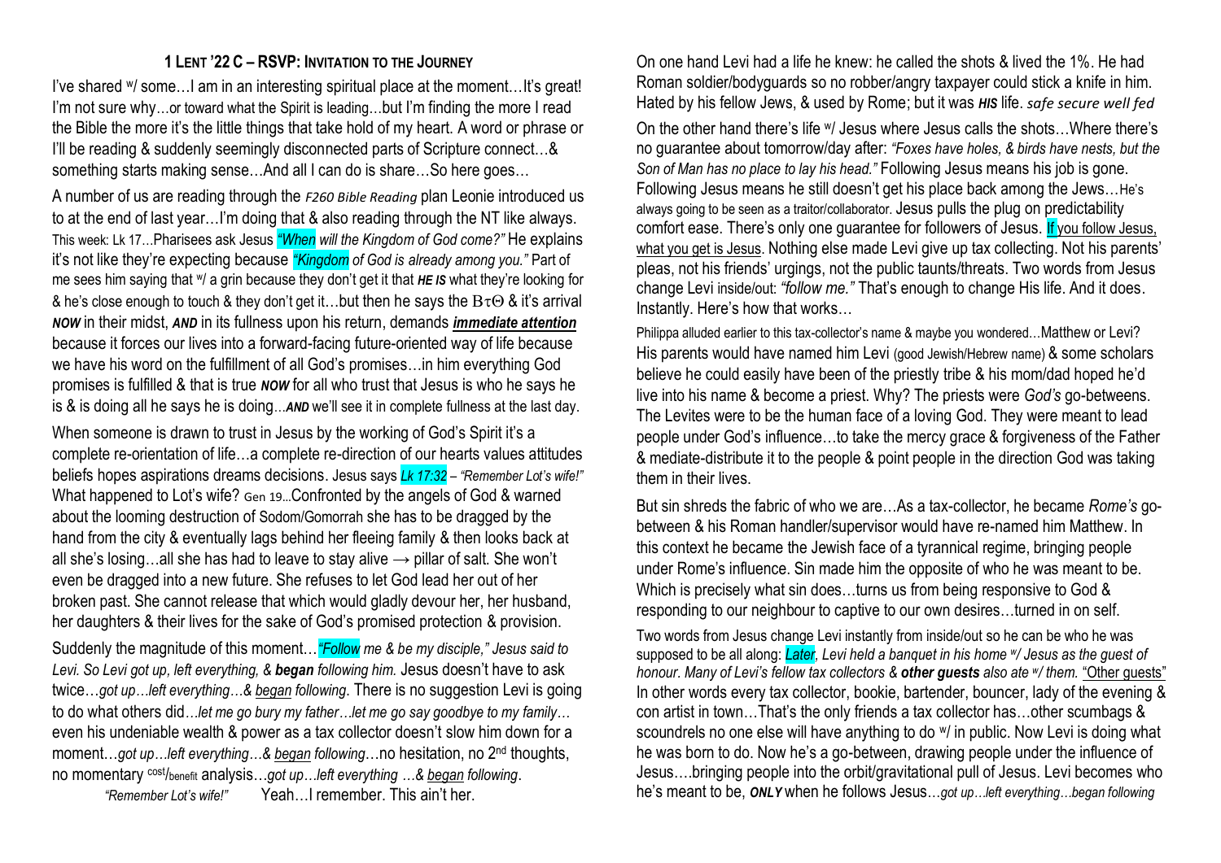## 1 LENT '22 C – RSVP: INVITATION TO THE JOURNEY

I've shared w/ some…I am in an interesting spiritual place at the moment…It's great! I'm not sure why…or toward what the Spirit is leading…but I'm finding the more I read the Bible the more it's the little things that take hold of my heart. A word or phrase or I'll be reading & suddenly seemingly disconnected parts of Scripture connect…& something starts making sense…And all I can do is share…So here goes…

A number of us are reading through the *F260 Bible Reading* plan Leonie introduced us to at the end of last year…I'm doing that & also reading through the NT like always. This week: Lk 17…Pharisees ask Jesus *"When will the Kingdom of God come?"* He explains it's not like they're expecting because *"Kingdom of God is already among you."* Part of me sees him saying that w/ a grin because they don't get it that ***HE IS*** what they're looking for & he's close enough to touch & they don't get it…but then he says the BτΘ & it's arrival ***NOW*** in their midst, ***AND*** in its fullness upon his return, demands ***immediate attention*** because it forces our lives into a forward-facing future-oriented way of life because we have his word on the fulfillment of all God's promises…in him everything God promises is fulfilled & that is true ***NOW*** for all who trust that Jesus is who he says he is & is doing all he says he is doing…***AND*** we'll see it in complete fullness at the last day.

When someone is drawn to trust in Jesus by the working of God's Spirit it's a complete re-orientation of life…a complete re-direction of our hearts values attitudes beliefs hopes aspirations dreams decisions. Jesus says *Lk 17:32* – *"Remember Lot's wife!"* What happened to Lot's wife? Gen 19…Confronted by the angels of God & warned about the looming destruction of Sodom/Gomorrah she has to be dragged by the hand from the city & eventually lags behind her fleeing family & then looks back at all she's losing…all she has had to leave to stay alive → pillar of salt. She won't even be dragged into a new future. She refuses to let God lead her out of her broken past. She cannot release that which would gladly devour her, her husband, her daughters & their lives for the sake of God's promised protection & provision.

Suddenly the magnitude of this moment…*"Follow me & be my disciple," Jesus said to Levi. So Levi got up, left everything, & **began** following him.* Jesus doesn't have to ask twice…*got up…left everything…& began following*. There is no suggestion Levi is going to do what others did…*let me go bury my father…let me go say goodbye to my family…* even his undeniable wealth & power as a tax collector doesn't slow him down for a moment…*got up…left everything…& began following*…no hesitation, no 2nd thoughts, no momentary cost/benefit analysis…*got up…left everything …& began following*.

*"Remember Lot's wife!"* Yeah…I remember. This ain't her.

On one hand Levi had a life he knew: he called the shots & lived the 1%. He had Roman soldier/bodyguards so no robber/angry taxpayer could stick a knife in him. Hated by his fellow Jews, & used by Rome; but it was ***HIS*** life. *safe secure well fed*

On the other hand there's life w/ Jesus where Jesus calls the shots…Where there's no guarantee about tomorrow/day after: *"Foxes have holes, & birds have nests, but the Son of Man has no place to lay his head."* Following Jesus means his job is gone. Following Jesus means he still doesn't get his place back among the Jews…He's always going to be seen as a traitor/collaborator. Jesus pulls the plug on predictability comfort ease. There's only one guarantee for followers of Jesus. If you follow Jesus, what you get is Jesus. Nothing else made Levi give up tax collecting. Not his parents' pleas, not his friends' urgings, not the public taunts/threats. Two words from Jesus change Levi inside/out: *"follow me."* That's enough to change His life. And it does. Instantly. Here's how that works…

Philippa alluded earlier to this tax-collector's name & maybe you wondered…Matthew or Levi? His parents would have named him Levi (good Jewish/Hebrew name) & some scholars believe he could easily have been of the priestly tribe & his mom/dad hoped he'd live into his name & become a priest. Why? The priests were *God's* go-betweens. The Levites were to be the human face of a loving God. They were meant to lead people under God's influence…to take the mercy grace & forgiveness of the Father & mediate-distribute it to the people & point people in the direction God was taking them in their lives.

But sin shreds the fabric of who we are…As a tax-collector, he became *Rome's* go-between & his Roman handler/supervisor would have re-named him Matthew. In this context he became the Jewish face of a tyrannical regime, bringing people under Rome's influence. Sin made him the opposite of who he was meant to be. Which is precisely what sin does…turns us from being responsive to God & responding to our neighbour to captive to our own desires…turned in on self.

Two words from Jesus change Levi instantly from inside/out so he can be who he was supposed to be all along: *Later, Levi held a banquet in his home w/ Jesus as the guest of honour. Many of Levi's fellow tax collectors & **other guests** also ate w/ them.* "Other guests" In other words every tax collector, bookie, bartender, bouncer, lady of the evening & con artist in town…That's the only friends a tax collector has…other scumbags & scoundrels no one else will have anything to do w/ in public. Now Levi is doing what he was born to do. Now he's a go-between, drawing people under the influence of Jesus….bringing people into the orbit/gravitational pull of Jesus. Levi becomes who he's meant to be, ***ONLY*** when he follows Jesus…*got up…left everything…began following*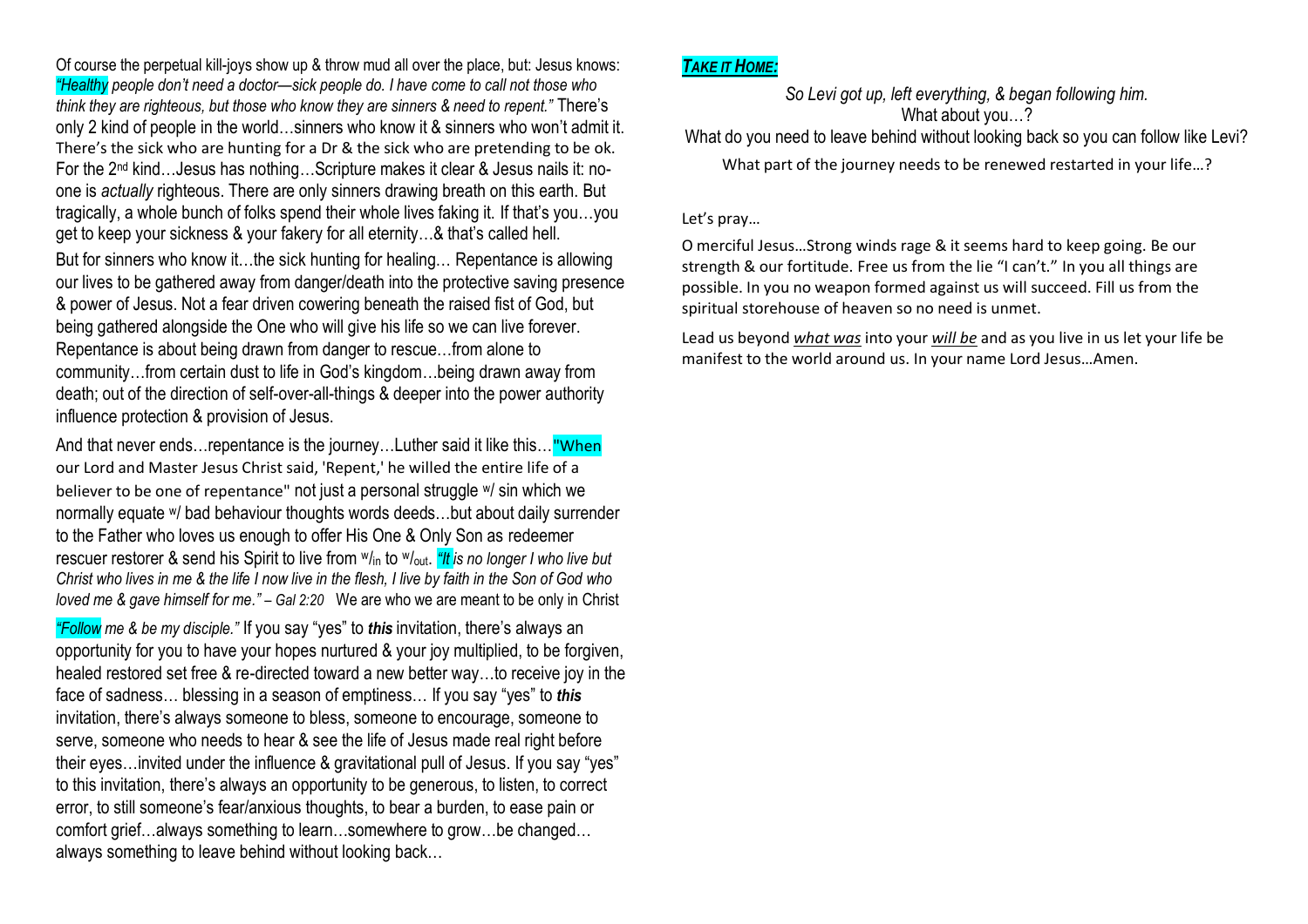Of course the perpetual kill-joys show up & throw mud all over the place, but: Jesus knows: *"Healthy people don't need a doctor—sick people do. I have come to call not those who think they are righteous, but those who know they are sinners & need to repent."* There's only 2 kind of people in the world…sinners who know it & sinners who won't admit it. There's the sick who are hunting for a Dr & the sick who are pretending to be ok. For the 2nd kind…Jesus has nothing…Scripture makes it clear & Jesus nails it: no-one is *actually* righteous. There are only sinners drawing breath on this earth. But tragically, a whole bunch of folks spend their whole lives faking it. If that's you…you get to keep your sickness & your fakery for all eternity…& that's called hell.

But for sinners who know it…the sick hunting for healing… Repentance is allowing our lives to be gathered away from danger/death into the protective saving presence & power of Jesus. Not a fear driven cowering beneath the raised fist of God, but being gathered alongside the One who will give his life so we can live forever. Repentance is about being drawn from danger to rescue…from alone to community…from certain dust to life in God's kingdom…being drawn away from death; out of the direction of self-over-all-things & deeper into the power authority influence protection & provision of Jesus.

And that never ends…repentance is the journey…Luther said it like this…"When our Lord and Master Jesus Christ said, 'Repent,' he willed the entire life of a believer to be one of repentance" not just a personal struggle w/ sin which we normally equate w/ bad behaviour thoughts words deeds…but about daily surrender to the Father who loves us enough to offer His One & Only Son as redeemer rescuer restorer & send his Spirit to live from w/in to w/out. *"It is no longer I who live but Christ who lives in me & the life I now live in the flesh, I live by faith in the Son of God who loved me & gave himself for me." – Gal 2:20* We are who we are meant to be only in Christ

*"Follow me & be my disciple."* If you say "yes" to ***this*** invitation, there's always an opportunity for you to have your hopes nurtured & your joy multiplied, to be forgiven, healed restored set free & re-directed toward a new better way…to receive joy in the face of sadness… blessing in a season of emptiness… If you say "yes" to ***this*** invitation, there's always someone to bless, someone to encourage, someone to serve, someone who needs to hear & see the life of Jesus made real right before their eyes…invited under the influence & gravitational pull of Jesus. If you say "yes" to this invitation, there's always an opportunity to be generous, to listen, to correct error, to still someone's fear/anxious thoughts, to bear a burden, to ease pain or comfort grief…always something to learn…somewhere to grow…be changed… always something to leave behind without looking back…

## ***TAKE IT HOME:***

*So Levi got up, left everything, & began following him.*
What about you…?
What do you need to leave behind without looking back so you can follow like Levi?
What part of the journey needs to be renewed restarted in your life…?

Let's pray…

O merciful Jesus…Strong winds rage & it seems hard to keep going. Be our strength & our fortitude. Free us from the lie "I can't." In you all things are possible. In you no weapon formed against us will succeed. Fill us from the spiritual storehouse of heaven so no need is unmet.

Lead us beyond *what was* into your *will be* and as you live in us let your life be manifest to the world around us. In your name Lord Jesus…Amen.